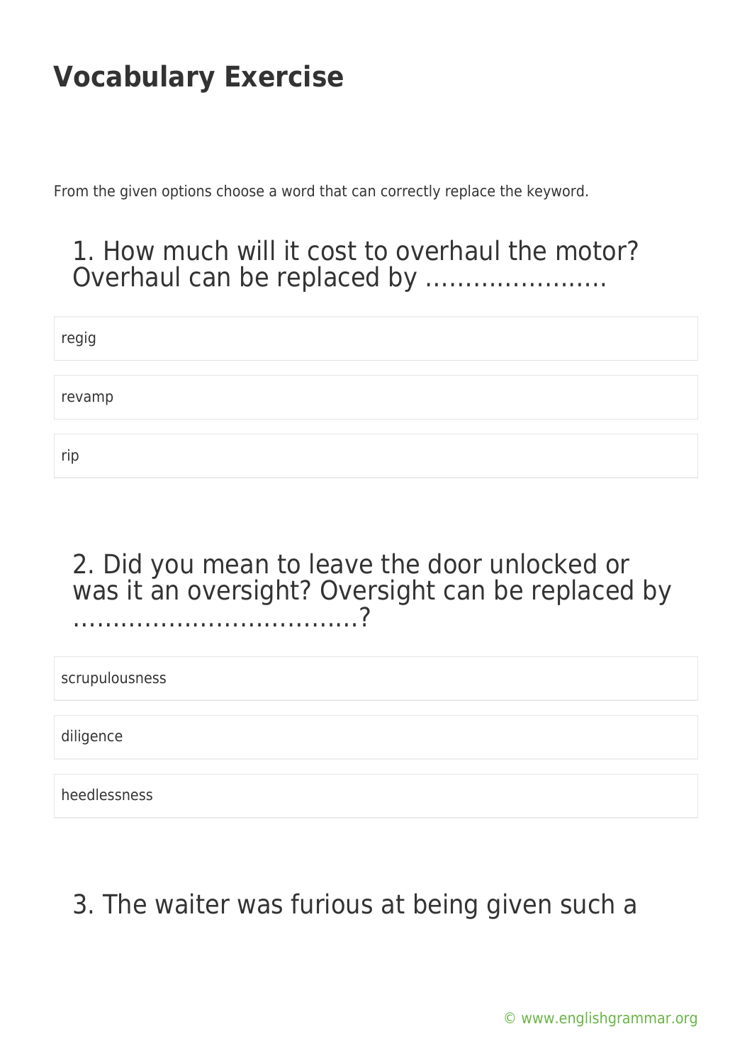# Vocabulary Exercise

From the given options choose a word that can correctly replace the keyword.

### 1. How much will it cost to overhaul the motor? Overhaul can be replaced by …………………..

- regig
- revamp
- rip

### 2. Did you mean to leave the door unlocked or was it an oversight? Oversight can be replaced by ……………………………..?

- scrupulousness
- diligence
- heedlessness

### 3. The waiter was furious at being given such a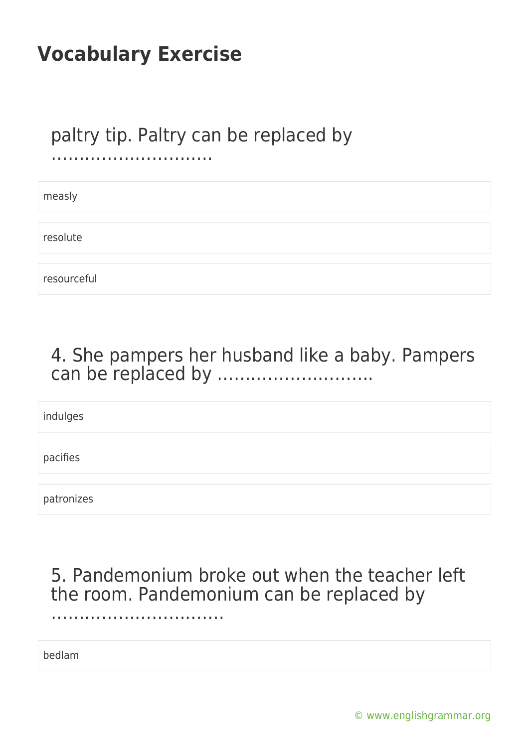## Vocabulary Exercise

paltry tip. Paltry can be replaced by ………………………..

- measly
- resolute
- resourceful

4. She pampers her husband like a baby. Pampers can be replaced by ……………………….

- indulges
- pacifies
- patronizes

5. Pandemonium broke out when the teacher left the room. Pandemonium can be replaced by ………………………….

- bedlam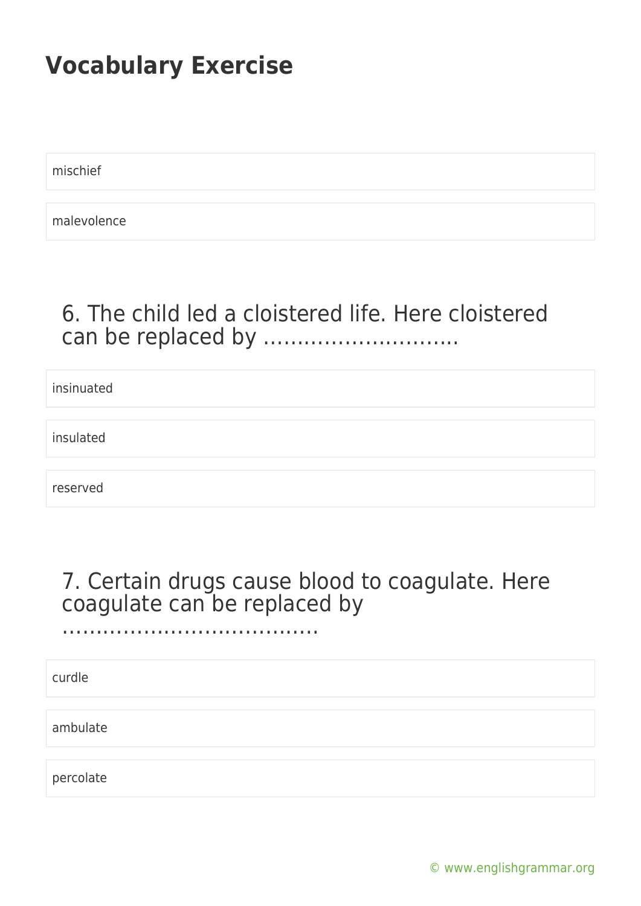# Vocabulary Exercise

mischief

malevolence

6. The child led a cloistered life. Here cloistered can be replaced by ……………………….

insinuated

insulated

reserved

7. Certain drugs cause blood to coagulate. Here coagulate can be replaced by ……………………………….

curdle

ambulate

percolate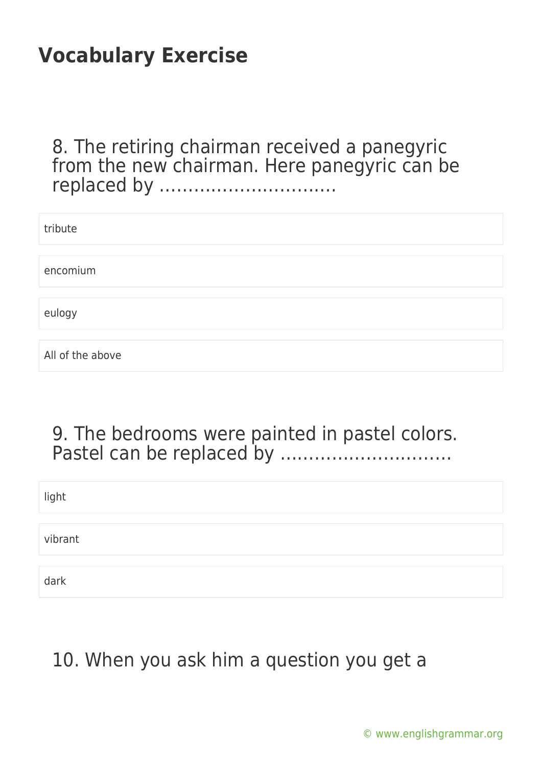## Vocabulary Exercise

8. The retiring chairman received a panegyric from the new chairman. Here panegyric can be replaced by …………………………

- tribute
- encomium
- eulogy
- All of the above

9. The bedrooms were painted in pastel colors. Pastel can be replaced by …………………………

- light
- vibrant
- dark

10. When you ask him a question you get a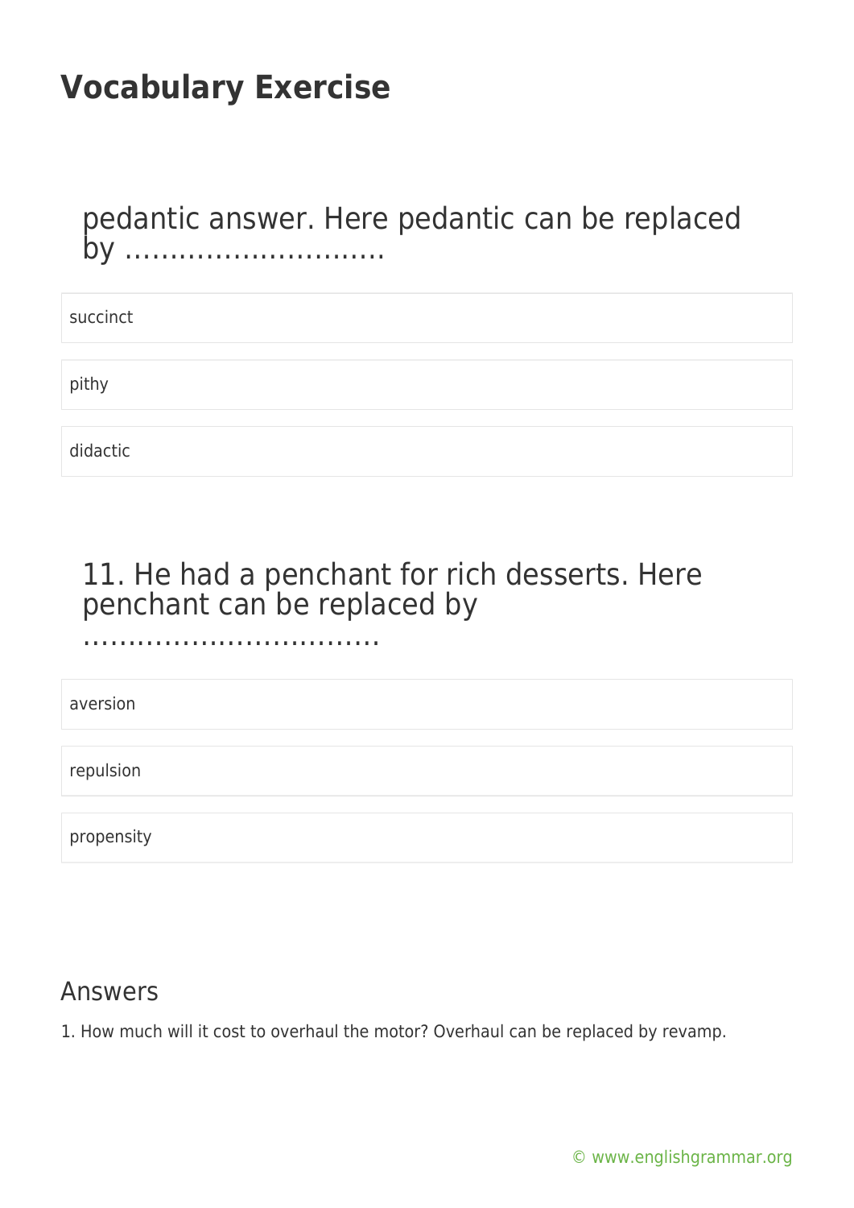## Vocabulary Exercise

pedantic answer. Here pedantic can be replaced by ……………………….

succinct

pithy

didactic

11. He had a penchant for rich desserts. Here penchant can be replaced by …………………………….

aversion

repulsion

propensity

## Answers

1. How much will it cost to overhaul the motor? Overhaul can be replaced by revamp.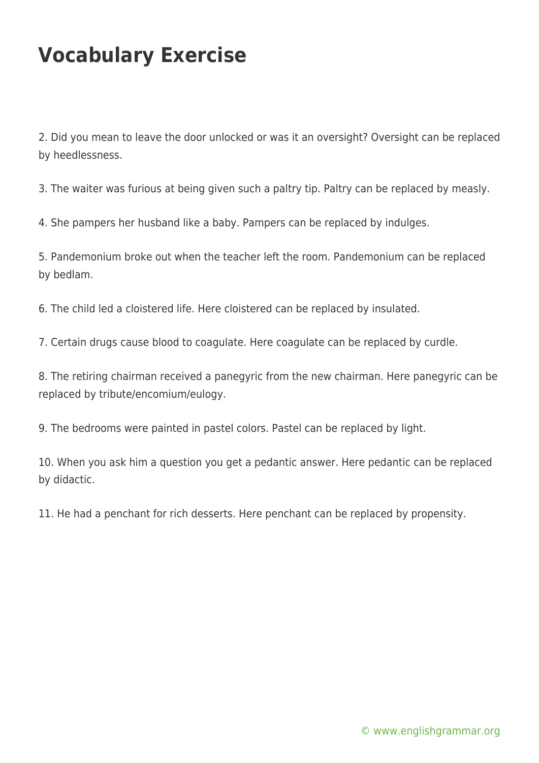# Vocabulary Exercise

2. Did you mean to leave the door unlocked or was it an oversight? Oversight can be replaced by heedlessness.

3. The waiter was furious at being given such a paltry tip. Paltry can be replaced by measly.

4. She pampers her husband like a baby. Pampers can be replaced by indulges.

5. Pandemonium broke out when the teacher left the room. Pandemonium can be replaced by bedlam.

6. The child led a cloistered life. Here cloistered can be replaced by insulated.

7. Certain drugs cause blood to coagulate. Here coagulate can be replaced by curdle.

8. The retiring chairman received a panegyric from the new chairman. Here panegyric can be replaced by tribute/encomium/eulogy.

9. The bedrooms were painted in pastel colors. Pastel can be replaced by light.

10. When you ask him a question you get a pedantic answer. Here pedantic can be replaced by didactic.

11. He had a penchant for rich desserts. Here penchant can be replaced by propensity.